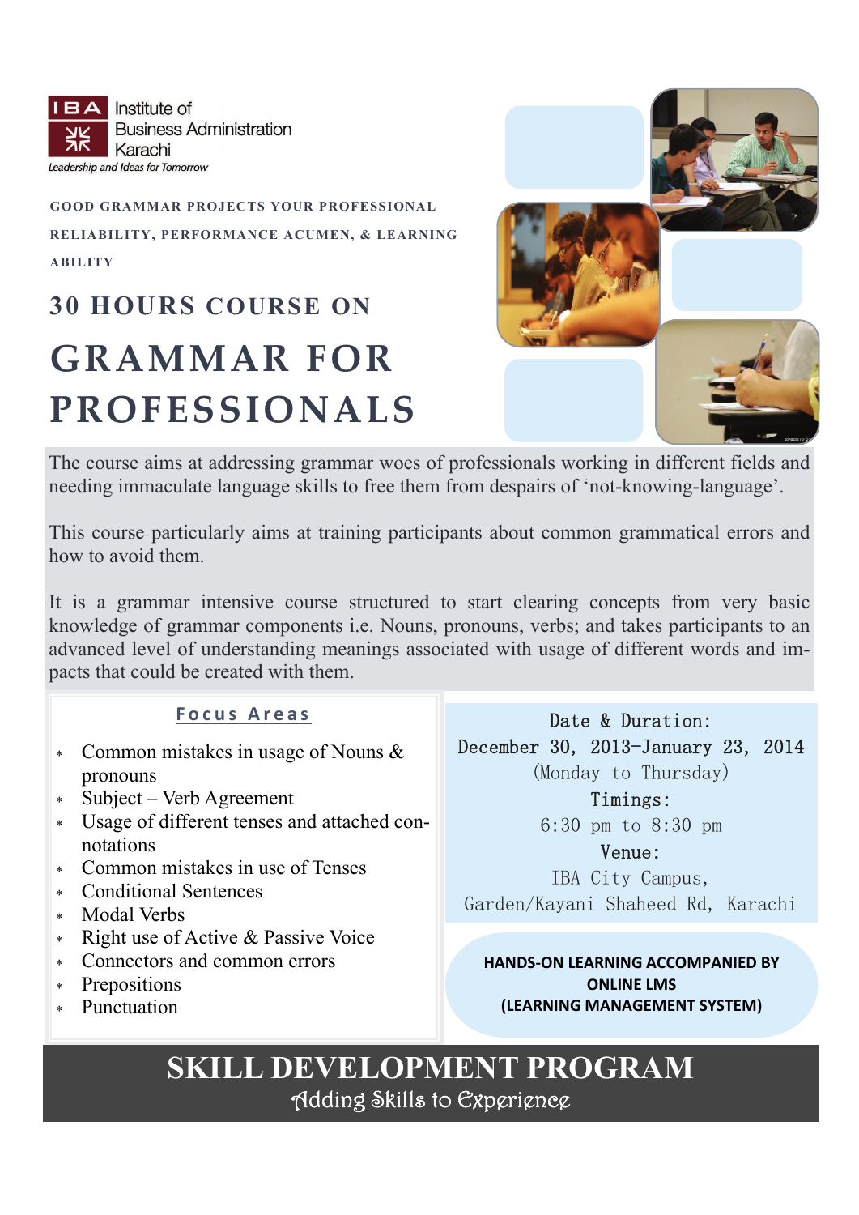IBA Institute of Business Administration Karachi

*Leadership and Ideas for Tomorrow*

**GOOD GRAMMAR PROJECTS YOUR PROFESSIONAL RELIABILITY, PERFORMANCE ACUMEN, & LEARNING ABILITY**

## 30 HOURS COURSE ON

# GRAMMAR FOR PROFESSIONALS

The course aims at addressing grammar woes of professionals working in different fields and needing immaculate language skills to free them from despairs of 'not-knowing-language'.

This course particularly aims at training participants about common grammatical errors and how to avoid them.

It is a grammar intensive course structured to start clearing concepts from very basic knowledge of grammar components i.e. Nouns, pronouns, verbs; and takes participants to an advanced level of understanding meanings associated with usage of different words and impacts that could be created with them.

### Focus Areas

- Common mistakes in usage of Nouns & pronouns
- Subject – Verb Agreement
- Usage of different tenses and attached connotations
- Common mistakes in use of Tenses
- Conditional Sentences
- Modal Verbs
- Right use of Active & Passive Voice
- Connectors and common errors
- Prepositions
- Punctuation

**Date & Duration:**
December 30, 2013-January 23, 2014
(Monday to Thursday)

**Timings:**
6:30 pm to 8:30 pm

**Venue:**
IBA City Campus,
Garden/Kayani Shaheed Rd, Karachi

**HANDS-ON LEARNING ACCOMPANIED BY ONLINE LMS (LEARNING MANAGEMENT SYSTEM)**

## SKILL DEVELOPMENT PROGRAM

Adding Skills to Experience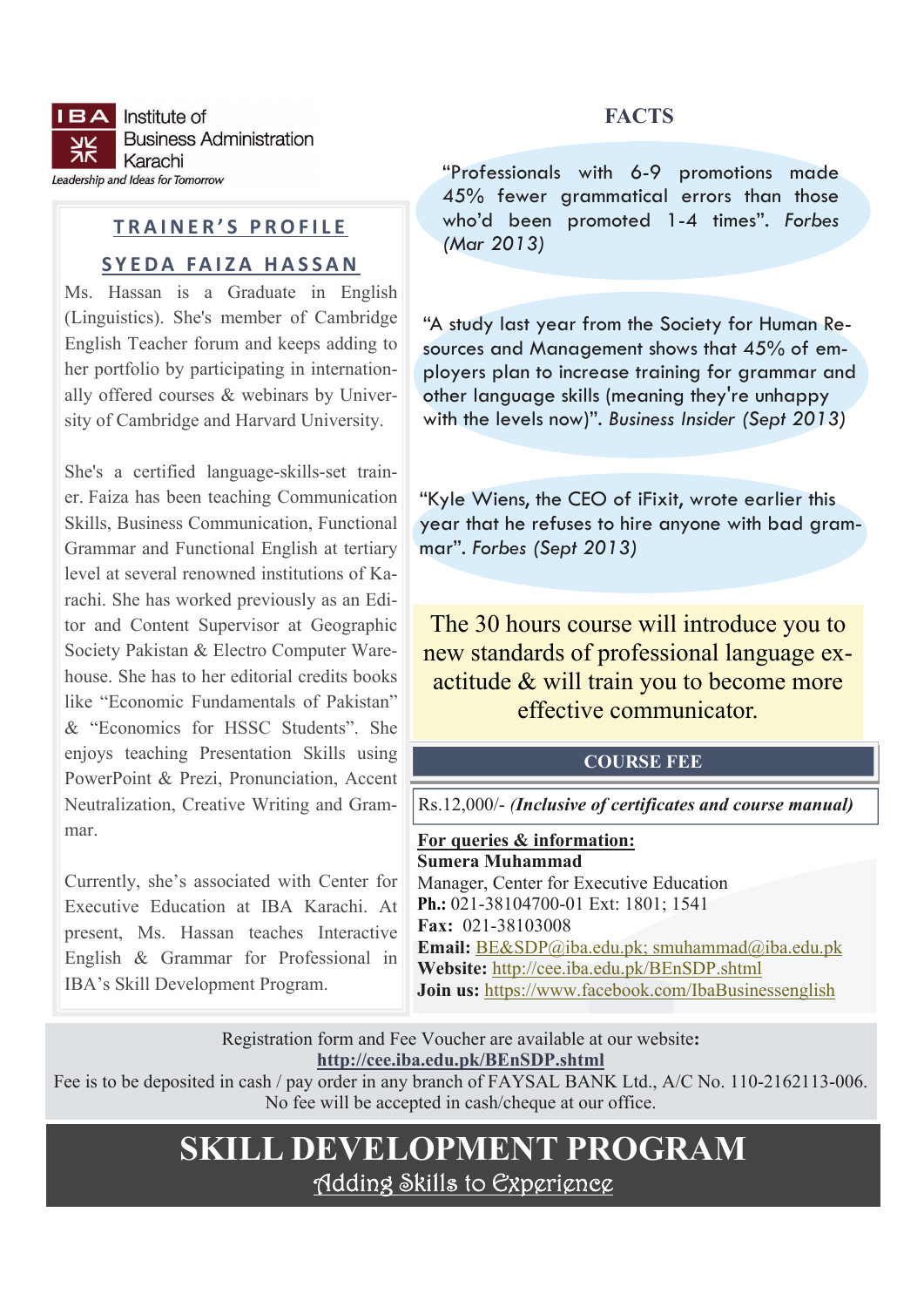**IBA** Institute of Business Administration Karachi

*Leadership and Ideas for Tomorrow*

## TRAINER'S PROFILE

### SYEDA FAIZA HASSAN

Ms. Hassan is a Graduate in English (Linguistics). She's member of Cambridge English Teacher forum and keeps adding to her portfolio by participating in internationally offered courses & webinars by University of Cambridge and Harvard University.

She's a certified language-skills-set trainer. Faiza has been teaching Communication Skills, Business Communication, Functional Grammar and Functional English at tertiary level at several renowned institutions of Karachi. She has worked previously as an Editor and Content Supervisor at Geographic Society Pakistan & Electro Computer Warehouse. She has to her editorial credits books like "Economic Fundamentals of Pakistan" & "Economics for HSSC Students". She enjoys teaching Presentation Skills using PowerPoint & Prezi, Pronunciation, Accent Neutralization, Creative Writing and Grammar.

Currently, she's associated with Center for Executive Education at IBA Karachi. At present, Ms. Hassan teaches Interactive English & Grammar for Professional in IBA's Skill Development Program.

## FACTS

"Professionals with 6-9 promotions made 45% fewer grammatical errors than those who'd been promoted 1-4 times". *Forbes (Mar 2013)*

"A study last year from the Society for Human Resources and Management shows that 45% of employers plan to increase training for grammar and other language skills (meaning they're unhappy with the levels now)". *Business Insider (Sept 2013)*

"Kyle Wiens, the CEO of iFixit, wrote earlier this year that he refuses to hire anyone with bad grammar". *Forbes (Sept 2013)*

The 30 hours course will introduce you to new standards of professional language exactitude & will train you to become more effective communicator.

### COURSE FEE

Rs.12,000/- ***(Inclusive of certificates and course manual)***

**For queries & information:**
**Sumera Muhammad**
Manager, Center for Executive Education
**Ph.:** 021-38104700-01 Ext: 1801; 1541
**Fax:** 021-38103008
**Email:** BE&SDP@iba.edu.pk; smuhammad@iba.edu.pk
**Website:** http://cee.iba.edu.pk/BEnSDP.shtml
**Join us:** https://www.facebook.com/IbaBusinessenglish

Registration form and Fee Voucher are available at our website**:**
**http://cee.iba.edu.pk/BEnSDP.shtml**
Fee is to be deposited in cash / pay order in any branch of FAYSAL BANK Ltd., A/C No. 110-2162113-006.
No fee will be accepted in cash/cheque at our office.

# SKILL DEVELOPMENT PROGRAM

Adding Skills to Experience